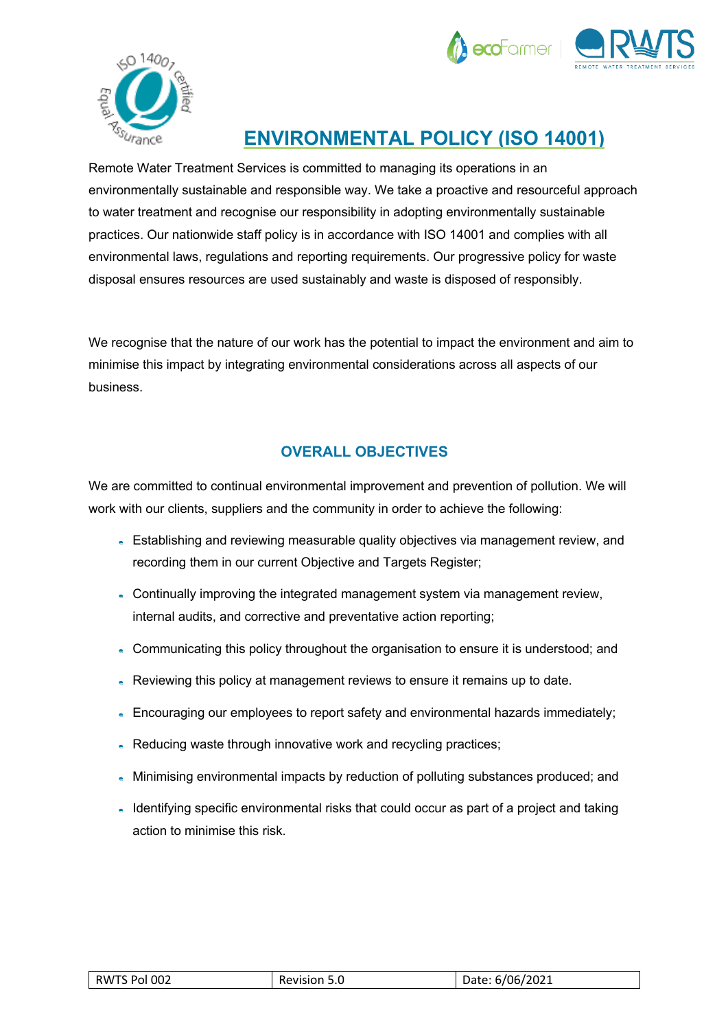# ENVIRONMENTAL POLICY (ISO 14001)

Remote Water Treatment Services is committed to managing its operations in an environmentally sustainable and responsible way. We take a proactive and resourceful approach to water treatment and recognise our responsibility in adopting environmentally sustainable practices. Our nationwide staff policy is in accordance with ISO 14001 and complies with all environmental laws, regulations and reporting requirements. Our progressive policy for waste disposal ensures resources are used sustainably and waste is disposed of responsibly.

We recognise that the nature of our work has the potential to impact the environment and aim to minimise this impact by integrating environmental considerations across all aspects of our business.

## OVERALL OBJECTIVES

We are committed to continual environmental improvement and prevention of pollution. We will work with our clients, suppliers and the community in order to achieve the following:

- Establishing and reviewing measurable quality objectives via management review, and recording them in our current Objective and Targets Register;
- Continually improving the integrated management system via management review, internal audits, and corrective and preventative action reporting;
- Communicating this policy throughout the organisation to ensure it is understood; and
- Reviewing this policy at management reviews to ensure it remains up to date.
- Encouraging our employees to report safety and environmental hazards immediately;
- Reducing waste through innovative work and recycling practices;
- Minimising environmental impacts by reduction of polluting substances produced; and
- Identifying specific environmental risks that could occur as part of a project and taking action to minimise this risk.

| RWTS Pol 002 | Revision 5.0 | Date: 6/06/2021 |
|---|---|---|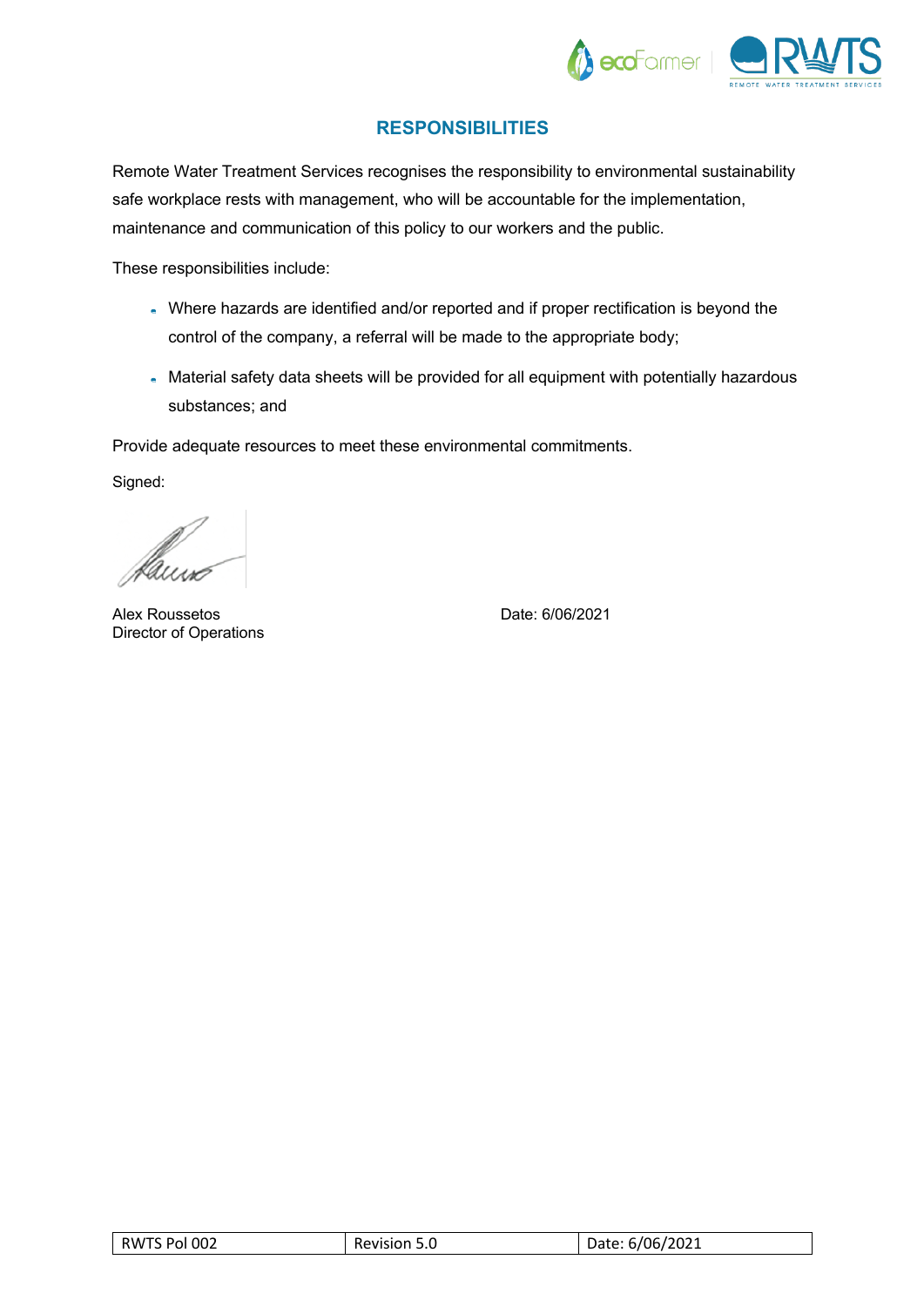## RESPONSIBILITIES

Remote Water Treatment Services recognises the responsibility to environmental sustainability safe workplace rests with management, who will be accountable for the implementation, maintenance and communication of this policy to our workers and the public.

These responsibilities include:

- Where hazards are identified and/or reported and if proper rectification is beyond the control of the company, a referral will be made to the appropriate body;
- Material safety data sheets will be provided for all equipment with potentially hazardous substances; and

Provide adequate resources to meet these environmental commitments.

Signed:

Alex Roussetos
Director of Operations

Date: 6/06/2021